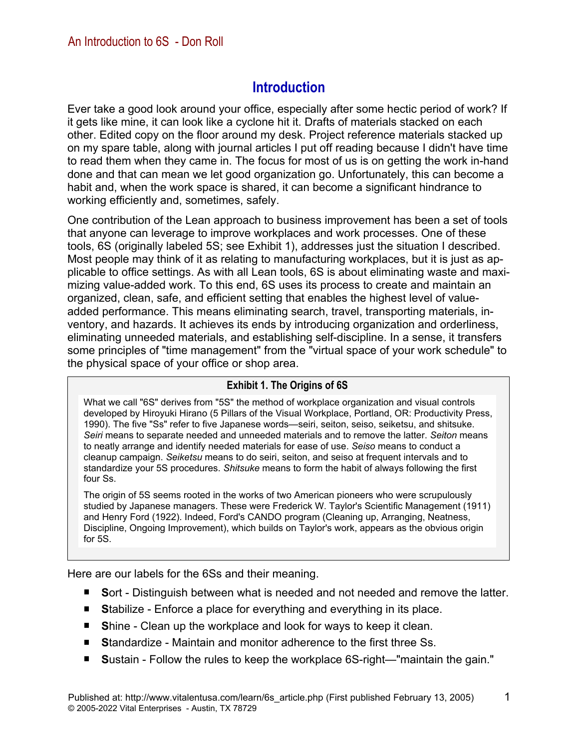# Introduction

Ever take a good look around your office, especially after some hectic period of work? If it gets like mine, it can look like a cyclone hit it. Drafts of materials stacked on each other. Edited copy on the floor around my desk. Project reference materials stacked up on my spare table, along with journal articles I put off reading because I didn't have time to read them when they came in. The focus for most of us is on getting the work in-hand done and that can mean we let good organization go. Unfortunately, this can become a habit and, when the work space is shared, it can become a significant hindrance to working efficiently and, sometimes, safely.

One contribution of the Lean approach to business improvement has been a set of tools that anyone can leverage to improve workplaces and work processes. One of these tools, 6S (originally labeled 5S; see Exhibit 1), addresses just the situation I described. Most people may think of it as relating to manufacturing workplaces, but it is just as applicable to office settings. As with all Lean tools, 6S is about eliminating waste and maximizing value-added work. To this end, 6S uses its process to create and maintain an organized, clean, safe, and efficient setting that enables the highest level of value-added performance. This means eliminating search, travel, transporting materials, inventory, and hazards. It achieves its ends by introducing organization and orderliness, eliminating unneeded materials, and establishing self-discipline. In a sense, it transfers some principles of "time management" from the "virtual space of your work schedule" to the physical space of your office or shop area.

**Exhibit 1. The Origins of 6S**

What we call "6S" derives from "5S" the method of workplace organization and visual controls developed by Hiroyuki Hirano (5 Pillars of the Visual Workplace, Portland, OR: Productivity Press, 1990). The five "Ss" refer to five Japanese words—seiri, seiton, seiso, seiketsu, and shitsuke. *Seiri* means to separate needed and unneeded materials and to remove the latter. *Seiton* means to neatly arrange and identify needed materials for ease of use. *Seiso* means to conduct a cleanup campaign. *Seiketsu* means to do seiri, seiton, and seiso at frequent intervals and to standardize your 5S procedures. *Shitsuke* means to form the habit of always following the first four Ss.

The origin of 5S seems rooted in the works of two American pioneers who were scrupulously studied by Japanese managers. These were Frederick W. Taylor's Scientific Management (1911) and Henry Ford (1922). Indeed, Ford's CANDO program (Cleaning up, Arranging, Neatness, Discipline, Ongoing Improvement), which builds on Taylor's work, appears as the obvious origin for 5S.

Here are our labels for the 6Ss and their meaning.

- **S**ort - Distinguish between what is needed and not needed and remove the latter.
- **S**tabilize - Enforce a place for everything and everything in its place.
- **S**hine - Clean up the workplace and look for ways to keep it clean.
- **S**tandardize - Maintain and monitor adherence to the first three Ss.
- **S**ustain - Follow the rules to keep the workplace 6S-right—"maintain the gain."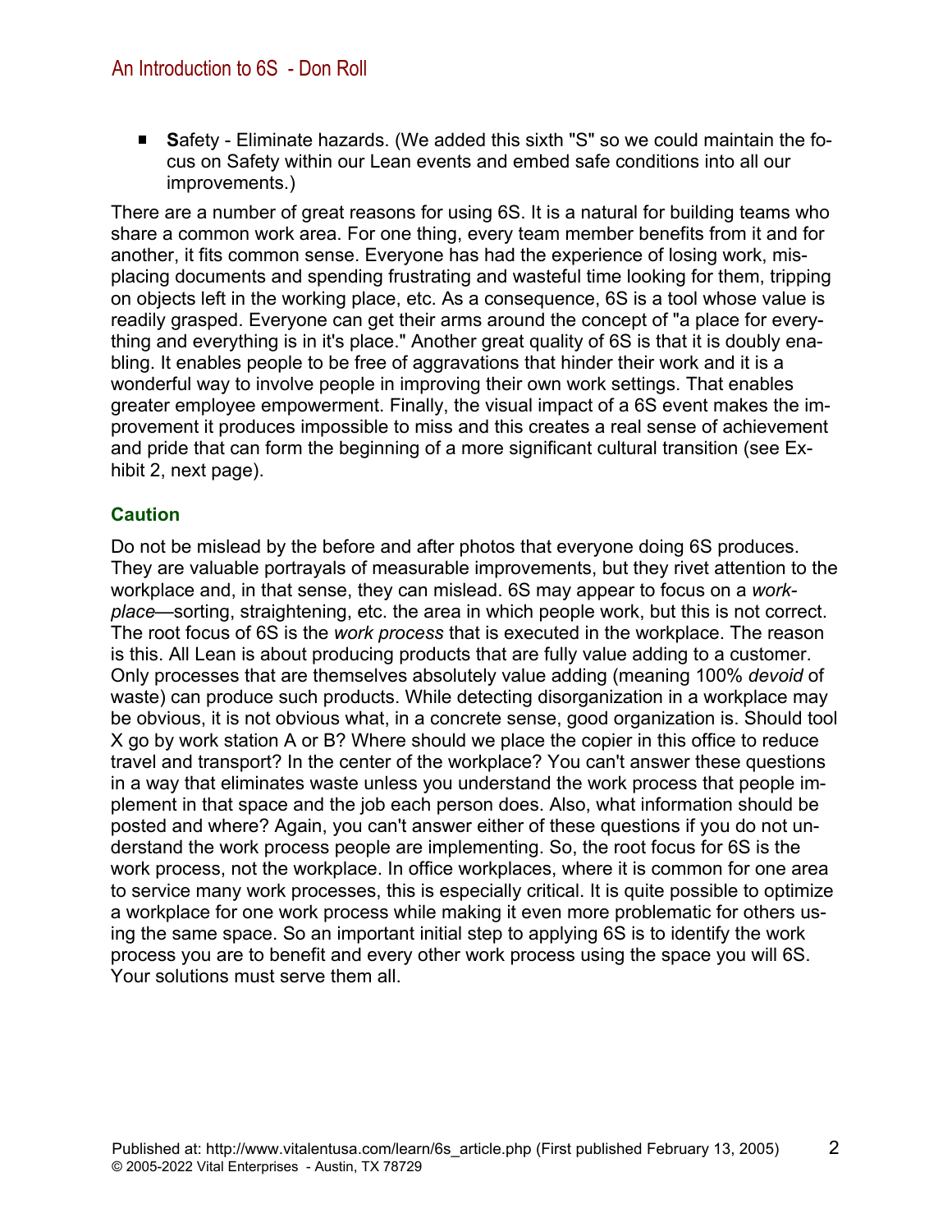- **S**afety - Eliminate hazards. (We added this sixth "S" so we could maintain the focus on Safety within our Lean events and embed safe conditions into all our improvements.)

There are a number of great reasons for using 6S. It is a natural for building teams who share a common work area. For one thing, every team member benefits from it and for another, it fits common sense. Everyone has had the experience of losing work, misplacing documents and spending frustrating and wasteful time looking for them, tripping on objects left in the working place, etc. As a consequence, 6S is a tool whose value is readily grasped. Everyone can get their arms around the concept of "a place for everything and everything is in it's place." Another great quality of 6S is that it is doubly enabling. It enables people to be free of aggravations that hinder their work and it is a wonderful way to involve people in improving their own work settings. That enables greater employee empowerment. Finally, the visual impact of a 6S event makes the improvement it produces impossible to miss and this creates a real sense of achievement and pride that can form the beginning of a more significant cultural transition (see Exhibit 2, next page).

### Caution

Do not be mislead by the before and after photos that everyone doing 6S produces. They are valuable portrayals of measurable improvements, but they rivet attention to the workplace and, in that sense, they can mislead. 6S may appear to focus on a *workplace*—sorting, straightening, etc. the area in which people work, but this is not correct. The root focus of 6S is the *work process* that is executed in the workplace. The reason is this. All Lean is about producing products that are fully value adding to a customer. Only processes that are themselves absolutely value adding (meaning 100% *devoid* of waste) can produce such products. While detecting disorganization in a workplace may be obvious, it is not obvious what, in a concrete sense, good organization is. Should tool X go by work station A or B? Where should we place the copier in this office to reduce travel and transport? In the center of the workplace? You can't answer these questions in a way that eliminates waste unless you understand the work process that people implement in that space and the job each person does. Also, what information should be posted and where? Again, you can't answer either of these questions if you do not understand the work process people are implementing. So, the root focus for 6S is the work process, not the workplace. In office workplaces, where it is common for one area to service many work processes, this is especially critical. It is quite possible to optimize a workplace for one work process while making it even more problematic for others using the same space. So an important initial step to applying 6S is to identify the work process you are to benefit and every other work process using the space you will 6S. Your solutions must serve them all.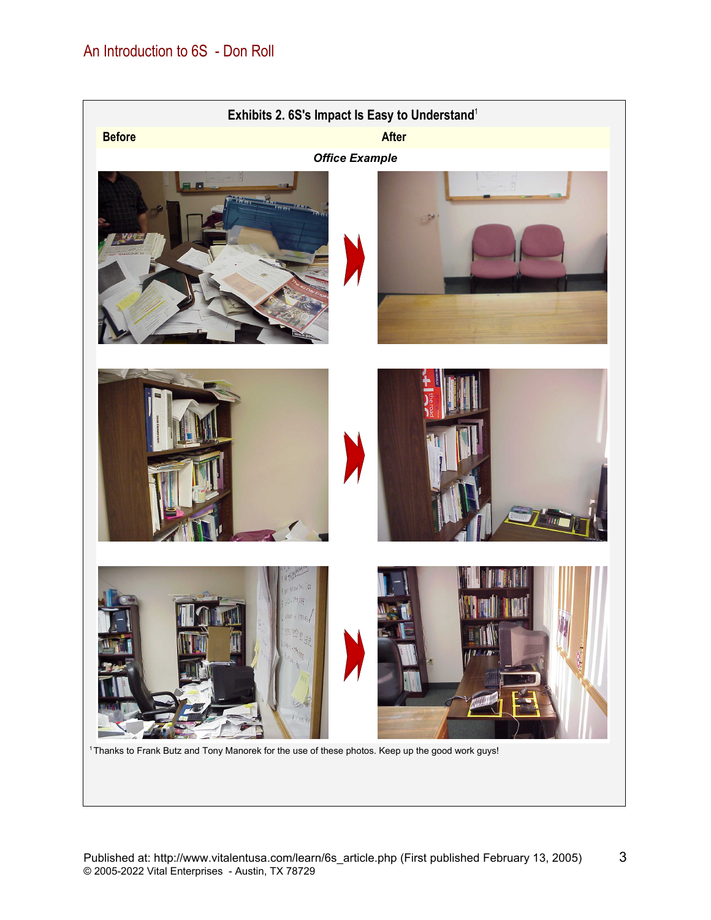**Exhibits 2. 6S's Impact Is Easy to Understand**[1]

| Before | After |
|---|---|

***Office Example***

[1] Thanks to Frank Butz and Tony Manorek for the use of these photos. Keep up the good work guys!

Published at: http://www.vitalentusa.com/learn/6s_article.php (First published February 13, 2005)
© 2005-2022 Vital Enterprises - Austin, TX 78729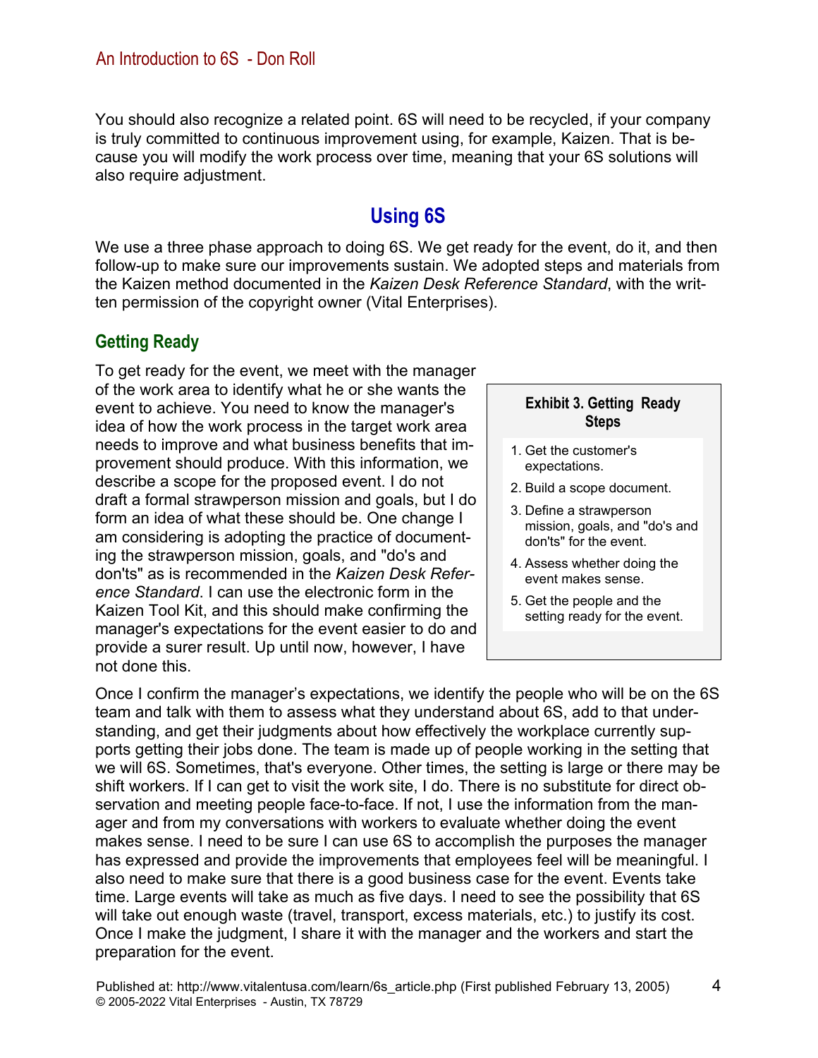You should also recognize a related point. 6S will need to be recycled, if your company is truly committed to continuous improvement using, for example, Kaizen. That is because you will modify the work process over time, meaning that your 6S solutions will also require adjustment.

## Using 6S

We use a three phase approach to doing 6S. We get ready for the event, do it, and then follow-up to make sure our improvements sustain. We adopted steps and materials from the Kaizen method documented in the *Kaizen Desk Reference Standard*, with the written permission of the copyright owner (Vital Enterprises).

### Getting Ready

To get ready for the event, we meet with the manager of the work area to identify what he or she wants the event to achieve. You need to know the manager's idea of how the work process in the target work area needs to improve and what business benefits that improvement should produce. With this information, we describe a scope for the proposed event. I do not draft a formal strawperson mission and goals, but I do form an idea of what these should be. One change I am considering is adopting the practice of documenting the strawperson mission, goals, and "do's and don'ts" as is recommended in the *Kaizen Desk Reference Standard*. I can use the electronic form in the Kaizen Tool Kit, and this should make confirming the manager's expectations for the event easier to do and provide a surer result. Up until now, however, I have not done this.

**Exhibit 3. Getting Ready Steps**

1. Get the customer's expectations.
2. Build a scope document.
3. Define a strawperson mission, goals, and "do's and don'ts" for the event.
4. Assess whether doing the event makes sense.
5. Get the people and the setting ready for the event.

Once I confirm the manager's expectations, we identify the people who will be on the 6S team and talk with them to assess what they understand about 6S, add to that understanding, and get their judgments about how effectively the workplace currently supports getting their jobs done. The team is made up of people working in the setting that we will 6S. Sometimes, that's everyone. Other times, the setting is large or there may be shift workers. If I can get to visit the work site, I do. There is no substitute for direct observation and meeting people face-to-face. If not, I use the information from the manager and from my conversations with workers to evaluate whether doing the event makes sense. I need to be sure I can use 6S to accomplish the purposes the manager has expressed and provide the improvements that employees feel will be meaningful. I also need to make sure that there is a good business case for the event. Events take time. Large events will take as much as five days. I need to see the possibility that 6S will take out enough waste (travel, transport, excess materials, etc.) to justify its cost. Once I make the judgment, I share it with the manager and the workers and start the preparation for the event.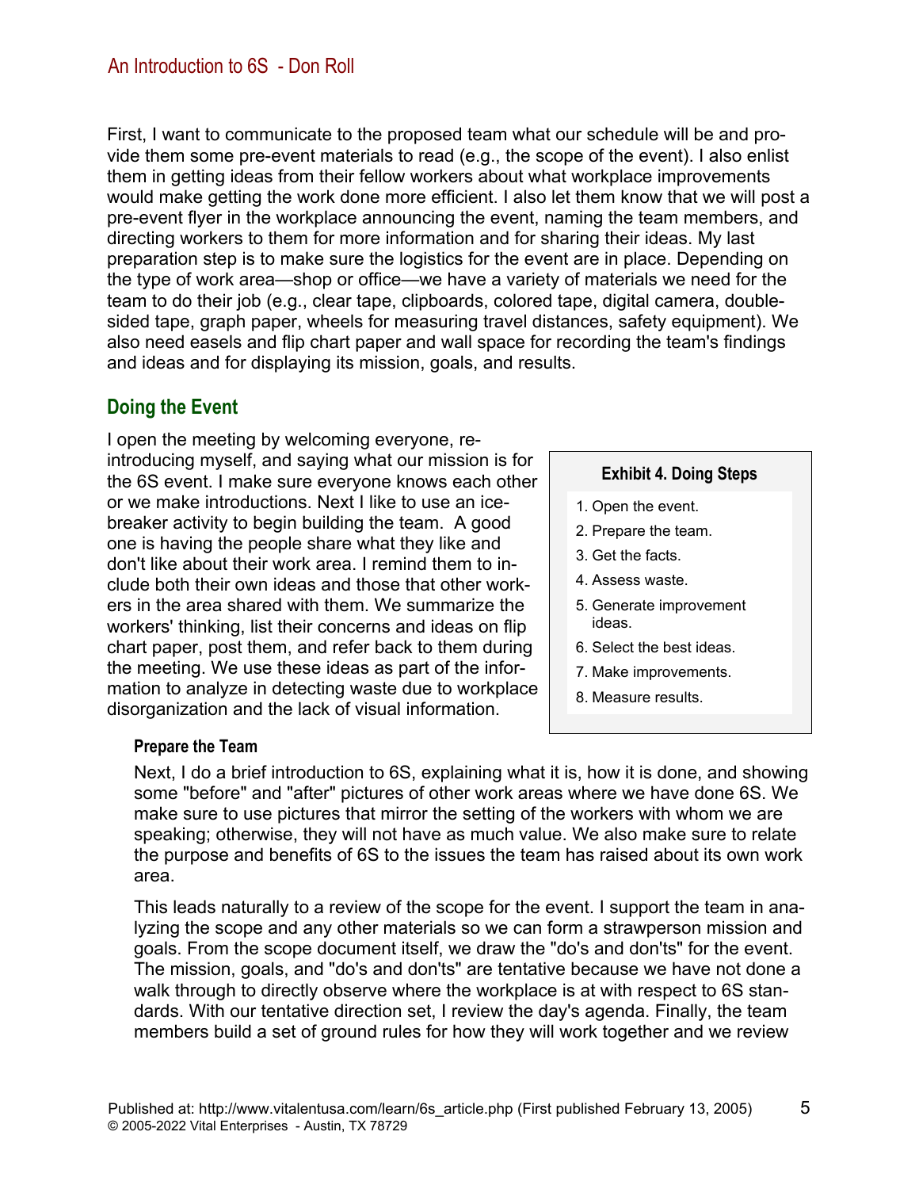First, I want to communicate to the proposed team what our schedule will be and provide them some pre-event materials to read (e.g., the scope of the event). I also enlist them in getting ideas from their fellow workers about what workplace improvements would make getting the work done more efficient. I also let them know that we will post a pre-event flyer in the workplace announcing the event, naming the team members, and directing workers to them for more information and for sharing their ideas. My last preparation step is to make sure the logistics for the event are in place. Depending on the type of work area—shop or office—we have a variety of materials we need for the team to do their job (e.g., clear tape, clipboards, colored tape, digital camera, double-sided tape, graph paper, wheels for measuring travel distances, safety equipment). We also need easels and flip chart paper and wall space for recording the team's findings and ideas and for displaying its mission, goals, and results.

## Doing the Event

I open the meeting by welcoming everyone, re-introducing myself, and saying what our mission is for the 6S event. I make sure everyone knows each other or we make introductions. Next I like to use an ice-breaker activity to begin building the team. A good one is having the people share what they like and don't like about their work area. I remind them to include both their own ideas and those that other workers in the area shared with them. We summarize the workers' thinking, list their concerns and ideas on flip chart paper, post them, and refer back to them during the meeting. We use these ideas as part of the information to analyze in detecting waste due to workplace disorganization and the lack of visual information.

**Exhibit 4. Doing Steps**

1. Open the event.
2. Prepare the team.
3. Get the facts.
4. Assess waste.
5. Generate improvement ideas.
6. Select the best ideas.
7. Make improvements.
8. Measure results.

### Prepare the Team

Next, I do a brief introduction to 6S, explaining what it is, how it is done, and showing some "before" and "after" pictures of other work areas where we have done 6S. We make sure to use pictures that mirror the setting of the workers with whom we are speaking; otherwise, they will not have as much value. We also make sure to relate the purpose and benefits of 6S to the issues the team has raised about its own work area.

This leads naturally to a review of the scope for the event. I support the team in analyzing the scope and any other materials so we can form a strawperson mission and goals. From the scope document itself, we draw the "do's and don'ts" for the event. The mission, goals, and "do's and don'ts" are tentative because we have not done a walk through to directly observe where the workplace is at with respect to 6S standards. With our tentative direction set, I review the day's agenda. Finally, the team members build a set of ground rules for how they will work together and we review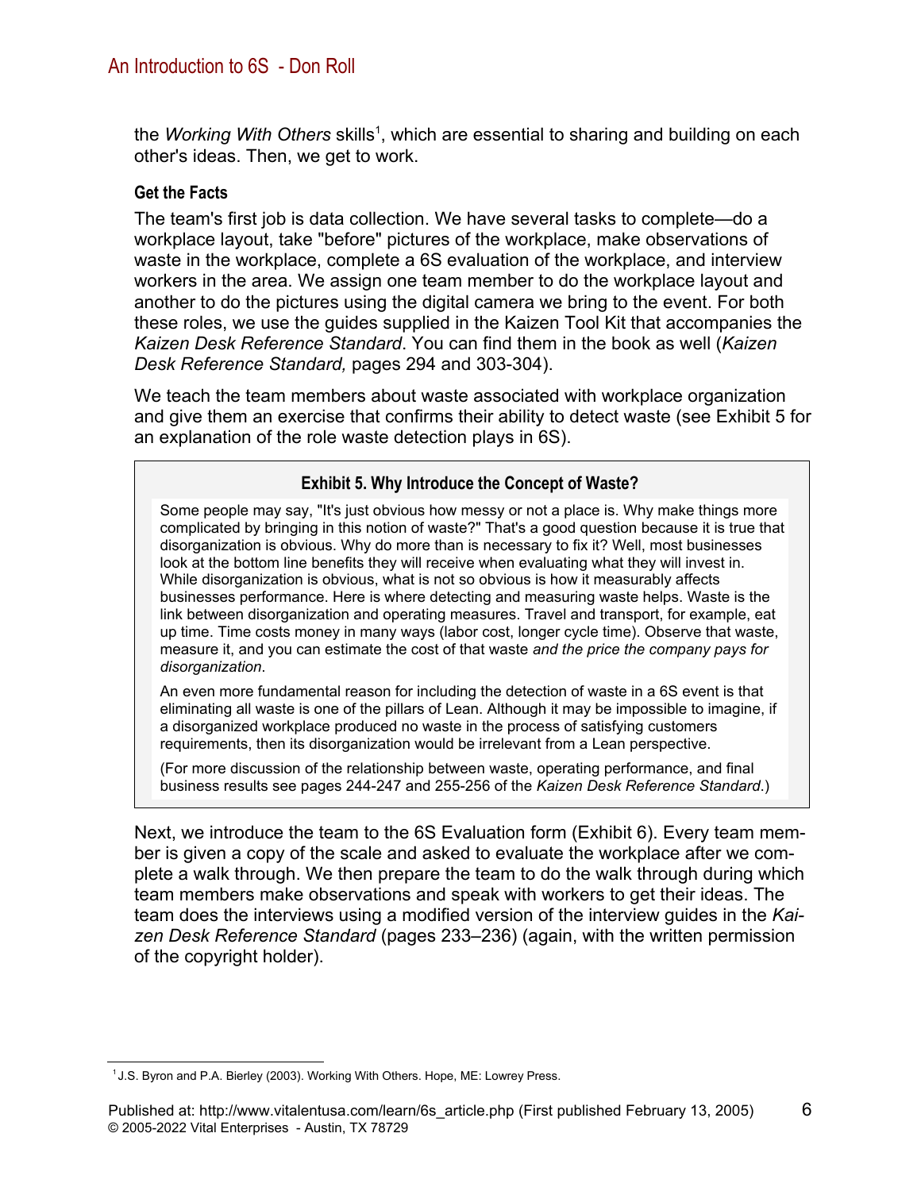the *Working With Others* skills[1], which are essential to sharing and building on each other's ideas. Then, we get to work.

### Get the Facts

The team's first job is data collection. We have several tasks to complete—do a workplace layout, take "before" pictures of the workplace, make observations of waste in the workplace, complete a 6S evaluation of the workplace, and interview workers in the area. We assign one team member to do the workplace layout and another to do the pictures using the digital camera we bring to the event. For both these roles, we use the guides supplied in the Kaizen Tool Kit that accompanies the *Kaizen Desk Reference Standard*. You can find them in the book as well (*Kaizen Desk Reference Standard,* pages 294 and 303-304).

We teach the team members about waste associated with workplace organization and give them an exercise that confirms their ability to detect waste (see Exhibit 5 for an explanation of the role waste detection plays in 6S).

> **Exhibit 5. Why Introduce the Concept of Waste?**
>
> Some people may say, "It's just obvious how messy or not a place is. Why make things more complicated by bringing in this notion of waste?" That's a good question because it is true that disorganization is obvious. Why do more than is necessary to fix it? Well, most businesses look at the bottom line benefits they will receive when evaluating what they will invest in. While disorganization is obvious, what is not so obvious is how it measurably affects businesses performance. Here is where detecting and measuring waste helps. Waste is the link between disorganization and operating measures. Travel and transport, for example, eat up time. Time costs money in many ways (labor cost, longer cycle time). Observe that waste, measure it, and you can estimate the cost of that waste *and the price the company pays for disorganization*.
>
> An even more fundamental reason for including the detection of waste in a 6S event is that eliminating all waste is one of the pillars of Lean. Although it may be impossible to imagine, if a disorganized workplace produced no waste in the process of satisfying customers requirements, then its disorganization would be irrelevant from a Lean perspective.
>
> (For more discussion of the relationship between waste, operating performance, and final business results see pages 244-247 and 255-256 of the *Kaizen Desk Reference Standard*.)

Next, we introduce the team to the 6S Evaluation form (Exhibit 6). Every team member is given a copy of the scale and asked to evaluate the workplace after we complete a walk through. We then prepare the team to do the walk through during which team members make observations and speak with workers to get their ideas. The team does the interviews using a modified version of the interview guides in the *Kaizen Desk Reference Standard* (pages 233–236) (again, with the written permission of the copyright holder).

[1] J.S. Byron and P.A. Bierley (2003). Working With Others. Hope, ME: Lowrey Press.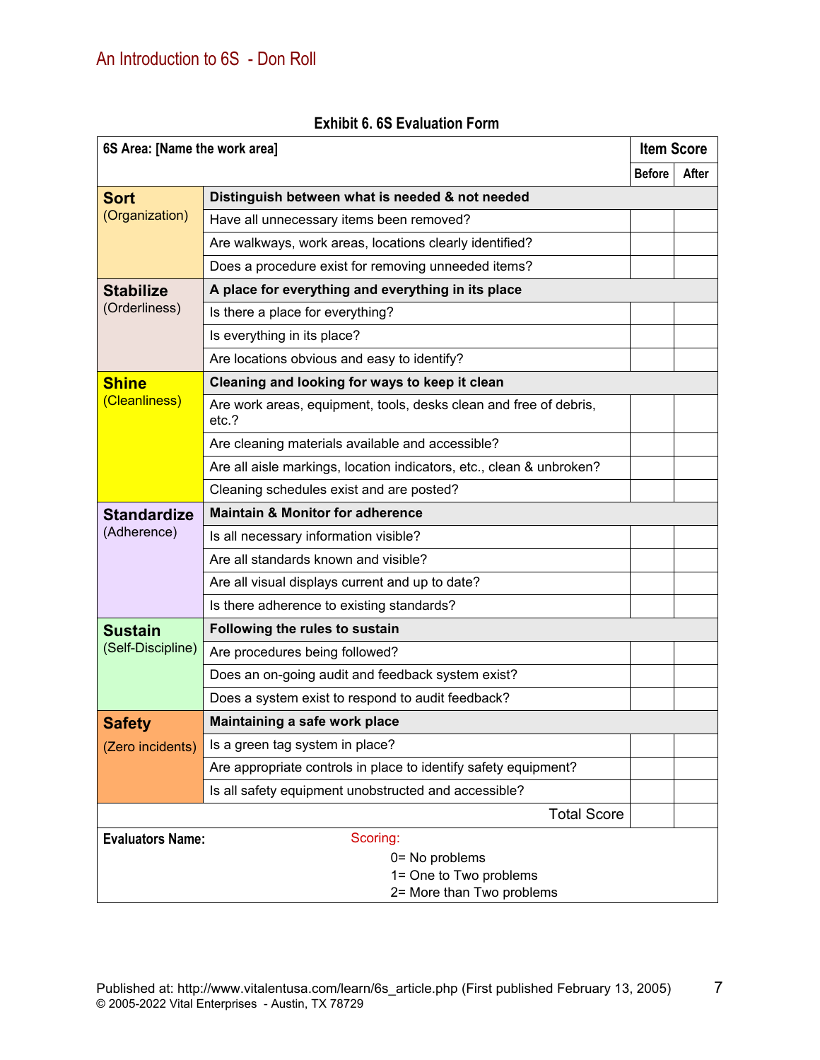**Exhibit 6. 6S Evaluation Form**

| 6S Area: [Name the work area] | | Item Score | |
|---|---|---|---|
| | | Before | After |
| **Sort** (Organization) | **Distinguish between what is needed & not needed** | | |
| | Have all unnecessary items been removed? | | |
| | Are walkways, work areas, locations clearly identified? | | |
| | Does a procedure exist for removing unneeded items? | | |
| **Stabilize** (Orderliness) | **A place for everything and everything in its place** | | |
| | Is there a place for everything? | | |
| | Is everything in its place? | | |
| | Are locations obvious and easy to identify? | | |
| **Shine** (Cleanliness) | **Cleaning and looking for ways to keep it clean** | | |
| | Are work areas, equipment, tools, desks clean and free of debris, etc.? | | |
| | Are cleaning materials available and accessible? | | |
| | Are all aisle markings, location indicators, etc., clean & unbroken? | | |
| | Cleaning schedules exist and are posted? | | |
| **Standardize** (Adherence) | **Maintain & Monitor for adherence** | | |
| | Is all necessary information visible? | | |
| | Are all standards known and visible? | | |
| | Are all visual displays current and up to date? | | |
| | Is there adherence to existing standards? | | |
| **Sustain** (Self-Discipline) | **Following the rules to sustain** | | |
| | Are procedures being followed? | | |
| | Does an on-going audit and feedback system exist? | | |
| | Does a system exist to respond to audit feedback? | | |
| **Safety** (Zero incidents) | **Maintaining a safe work place** | | |
| | Is a green tag system in place? | | |
| | Are appropriate controls in place to identify safety equipment? | | |
| | Is all safety equipment unobstructed and accessible? | | |
| | Total Score | | |

**Evaluators Name:**

Scoring:

0= No problems
1= One to Two problems
2= More than Two problems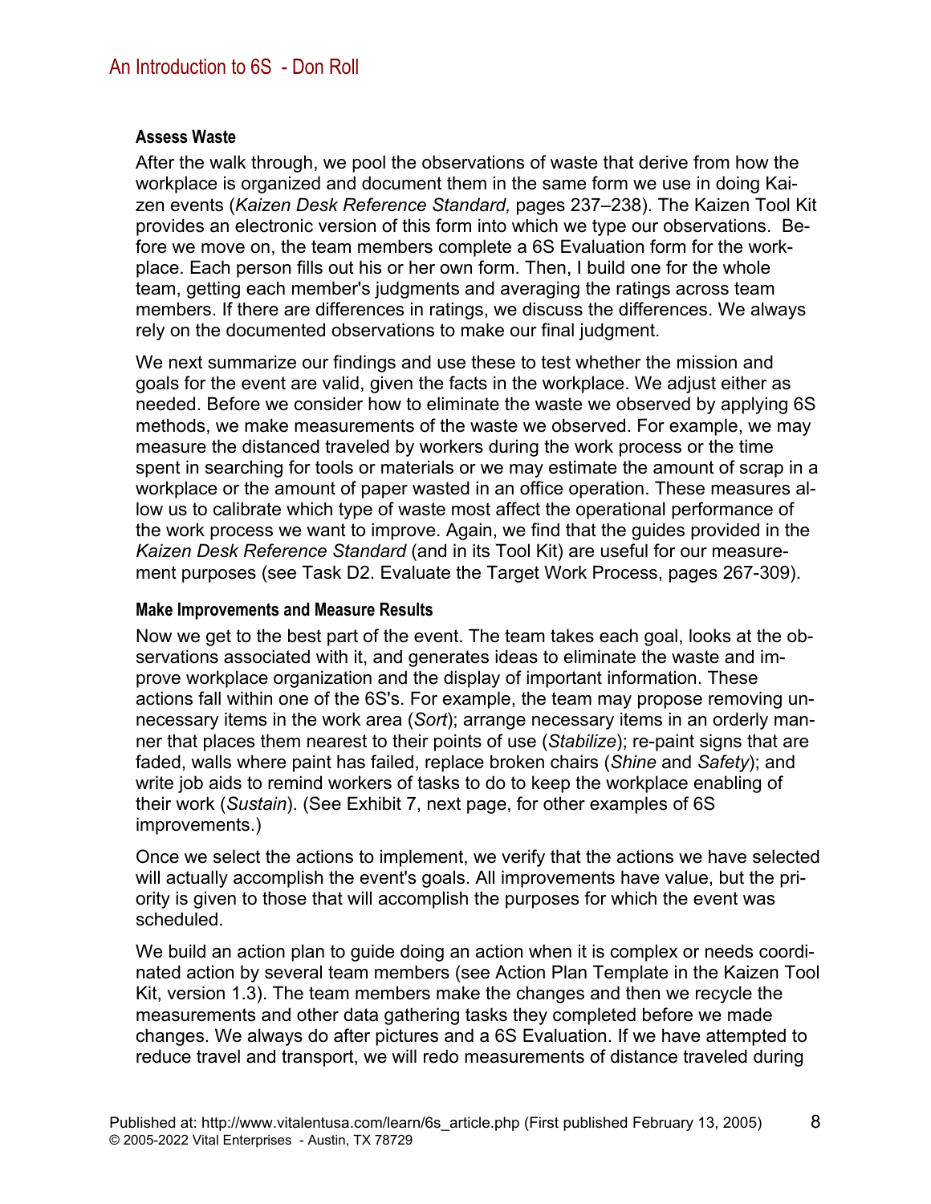### Assess Waste

After the walk through, we pool the observations of waste that derive from how the workplace is organized and document them in the same form we use in doing Kaizen events (*Kaizen Desk Reference Standard,* pages 237–238). The Kaizen Tool Kit provides an electronic version of this form into which we type our observations. Before we move on, the team members complete a 6S Evaluation form for the workplace. Each person fills out his or her own form. Then, I build one for the whole team, getting each member's judgments and averaging the ratings across team members. If there are differences in ratings, we discuss the differences. We always rely on the documented observations to make our final judgment.

We next summarize our findings and use these to test whether the mission and goals for the event are valid, given the facts in the workplace. We adjust either as needed. Before we consider how to eliminate the waste we observed by applying 6S methods, we make measurements of the waste we observed. For example, we may measure the distanced traveled by workers during the work process or the time spent in searching for tools or materials or we may estimate the amount of scrap in a workplace or the amount of paper wasted in an office operation. These measures allow us to calibrate which type of waste most affect the operational performance of the work process we want to improve. Again, we find that the guides provided in the *Kaizen Desk Reference Standard* (and in its Tool Kit) are useful for our measurement purposes (see Task D2. Evaluate the Target Work Process, pages 267-309).

### Make Improvements and Measure Results

Now we get to the best part of the event. The team takes each goal, looks at the observations associated with it, and generates ideas to eliminate the waste and improve workplace organization and the display of important information. These actions fall within one of the 6S's. For example, the team may propose removing unnecessary items in the work area (*Sort*); arrange necessary items in an orderly manner that places them nearest to their points of use (*Stabilize*); re-paint signs that are faded, walls where paint has failed, replace broken chairs (*Shine* and *Safety*); and write job aids to remind workers of tasks to do to keep the workplace enabling of their work (*Sustain*). (See Exhibit 7, next page, for other examples of 6S improvements.)

Once we select the actions to implement, we verify that the actions we have selected will actually accomplish the event's goals. All improvements have value, but the priority is given to those that will accomplish the purposes for which the event was scheduled.

We build an action plan to guide doing an action when it is complex or needs coordinated action by several team members (see Action Plan Template in the Kaizen Tool Kit, version 1.3). The team members make the changes and then we recycle the measurements and other data gathering tasks they completed before we made changes. We always do after pictures and a 6S Evaluation. If we have attempted to reduce travel and transport, we will redo measurements of distance traveled during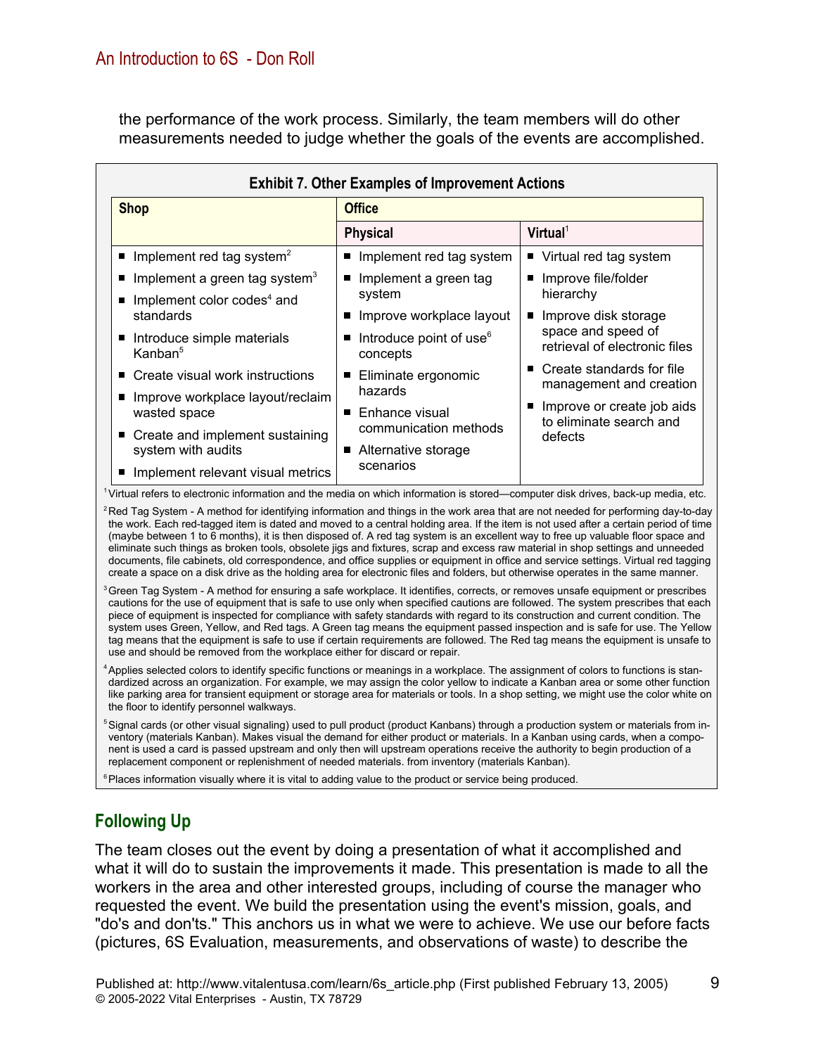the performance of the work process. Similarly, the team members will do other measurements needed to judge whether the goals of the events are accomplished.

**Exhibit 7. Other Examples of Improvement Actions**

| Shop | Office | |
|---|---|---|
| | **Physical** | **Virtual**[1] |
| ■ Implement red tag system[2]<br>■ Implement a green tag system[3]<br>■ Implement color codes[4] and standards<br>■ Introduce simple materials Kanban[5]<br>■ Create visual work instructions<br>■ Improve workplace layout/reclaim wasted space<br>■ Create and implement sustaining system with audits<br>■ Implement relevant visual metrics | ■ Implement red tag system<br>■ Implement a green tag system<br>■ Improve workplace layout<br>■ Introduce point of use[6] concepts<br>■ Eliminate ergonomic hazards<br>■ Enhance visual communication methods<br>■ Alternative storage scenarios | ■ Virtual red tag system<br>■ Improve file/folder hierarchy<br>■ Improve disk storage space and speed of retrieval of electronic files<br>■ Create standards for file management and creation<br>■ Improve or create job aids to eliminate search and defects |

[1] Virtual refers to electronic information and the media on which information is stored—computer disk drives, back-up media, etc.

[2] Red Tag System - A method for identifying information and things in the work area that are not needed for performing day-to-day the work. Each red-tagged item is dated and moved to a central holding area. If the item is not used after a certain period of time (maybe between 1 to 6 months), it is then disposed of. A red tag system is an excellent way to free up valuable floor space and eliminate such things as broken tools, obsolete jigs and fixtures, scrap and excess raw material in shop settings and unneeded documents, file cabinets, old correspondence, and office supplies or equipment in office and service settings. Virtual red tagging create a space on a disk drive as the holding area for electronic files and folders, but otherwise operates in the same manner.

[3] Green Tag System - A method for ensuring a safe workplace. It identifies, corrects, or removes unsafe equipment or prescribes cautions for the use of equipment that is safe to use only when specified cautions are followed. The system prescribes that each piece of equipment is inspected for compliance with safety standards with regard to its construction and current condition. The system uses Green, Yellow, and Red tags. A Green tag means the equipment passed inspection and is safe for use. The Yellow tag means that the equipment is safe to use if certain requirements are followed. The Red tag means the equipment is unsafe to use and should be removed from the workplace either for discard or repair.

[4] Applies selected colors to identify specific functions or meanings in a workplace. The assignment of colors to functions is standardized across an organization. For example, we may assign the color yellow to indicate a Kanban area or some other function like parking area for transient equipment or storage area for materials or tools. In a shop setting, we might use the color white on the floor to identify personnel walkways.

[5] Signal cards (or other visual signaling) used to pull product (product Kanbans) through a production system or materials from inventory (materials Kanban). Makes visual the demand for either product or materials. In a Kanban using cards, when a component is used a card is passed upstream and only then will upstream operations receive the authority to begin production of a replacement component or replenishment of needed materials. from inventory (materials Kanban).

[6] Places information visually where it is vital to adding value to the product or service being produced.

## Following Up

The team closes out the event by doing a presentation of what it accomplished and what it will do to sustain the improvements it made. This presentation is made to all the workers in the area and other interested groups, including of course the manager who requested the event. We build the presentation using the event's mission, goals, and "do's and don'ts." This anchors us in what we were to achieve. We use our before facts (pictures, 6S Evaluation, measurements, and observations of waste) to describe the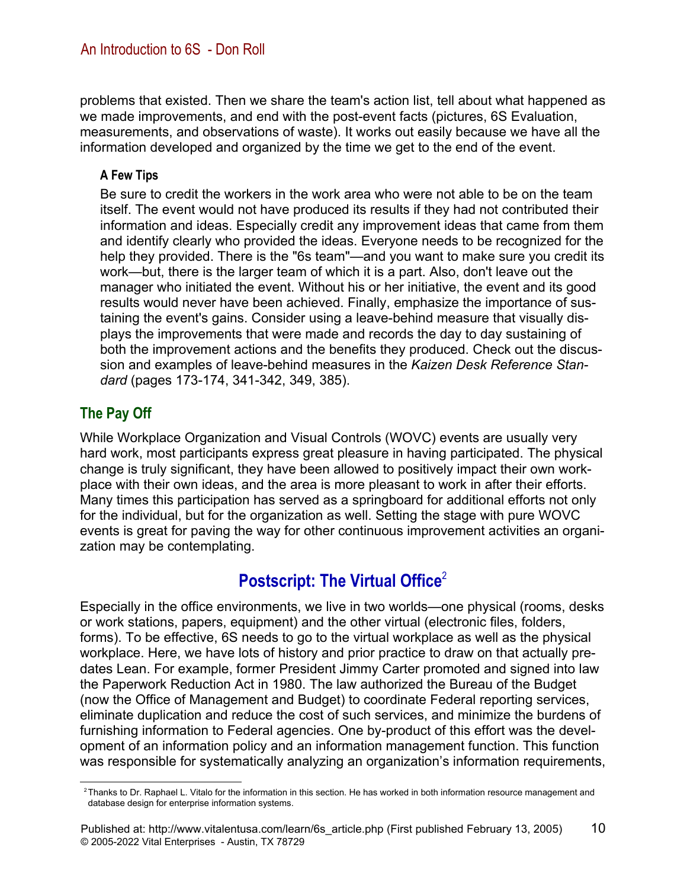problems that existed. Then we share the team's action list, tell about what happened as we made improvements, and end with the post-event facts (pictures, 6S Evaluation, measurements, and observations of waste). It works out easily because we have all the information developed and organized by the time we get to the end of the event.

#### A Few Tips

Be sure to credit the workers in the work area who were not able to be on the team itself. The event would not have produced its results if they had not contributed their information and ideas. Especially credit any improvement ideas that came from them and identify clearly who provided the ideas. Everyone needs to be recognized for the help they provided. There is the "6s team"—and you want to make sure you credit its work—but, there is the larger team of which it is a part. Also, don't leave out the manager who initiated the event. Without his or her initiative, the event and its good results would never have been achieved. Finally, emphasize the importance of sustaining the event's gains. Consider using a leave-behind measure that visually displays the improvements that were made and records the day to day sustaining of both the improvement actions and the benefits they produced. Check out the discussion and examples of leave-behind measures in the *Kaizen Desk Reference Standard* (pages 173-174, 341-342, 349, 385).

### The Pay Off

While Workplace Organization and Visual Controls (WOVC) events are usually very hard work, most participants express great pleasure in having participated. The physical change is truly significant, they have been allowed to positively impact their own workplace with their own ideas, and the area is more pleasant to work in after their efforts. Many times this participation has served as a springboard for additional efforts not only for the individual, but for the organization as well. Setting the stage with pure WOVC events is great for paving the way for other continuous improvement activities an organization may be contemplating.

## Postscript: The Virtual Office[2]

Especially in the office environments, we live in two worlds—one physical (rooms, desks or work stations, papers, equipment) and the other virtual (electronic files, folders, forms). To be effective, 6S needs to go to the virtual workplace as well as the physical workplace. Here, we have lots of history and prior practice to draw on that actually predates Lean. For example, former President Jimmy Carter promoted and signed into law the Paperwork Reduction Act in 1980. The law authorized the Bureau of the Budget (now the Office of Management and Budget) to coordinate Federal reporting services, eliminate duplication and reduce the cost of such services, and minimize the burdens of furnishing information to Federal agencies. One by-product of this effort was the development of an information policy and an information management function. This function was responsible for systematically analyzing an organization's information requirements,

[2] Thanks to Dr. Raphael L. Vitalo for the information in this section. He has worked in both information resource management and database design for enterprise information systems.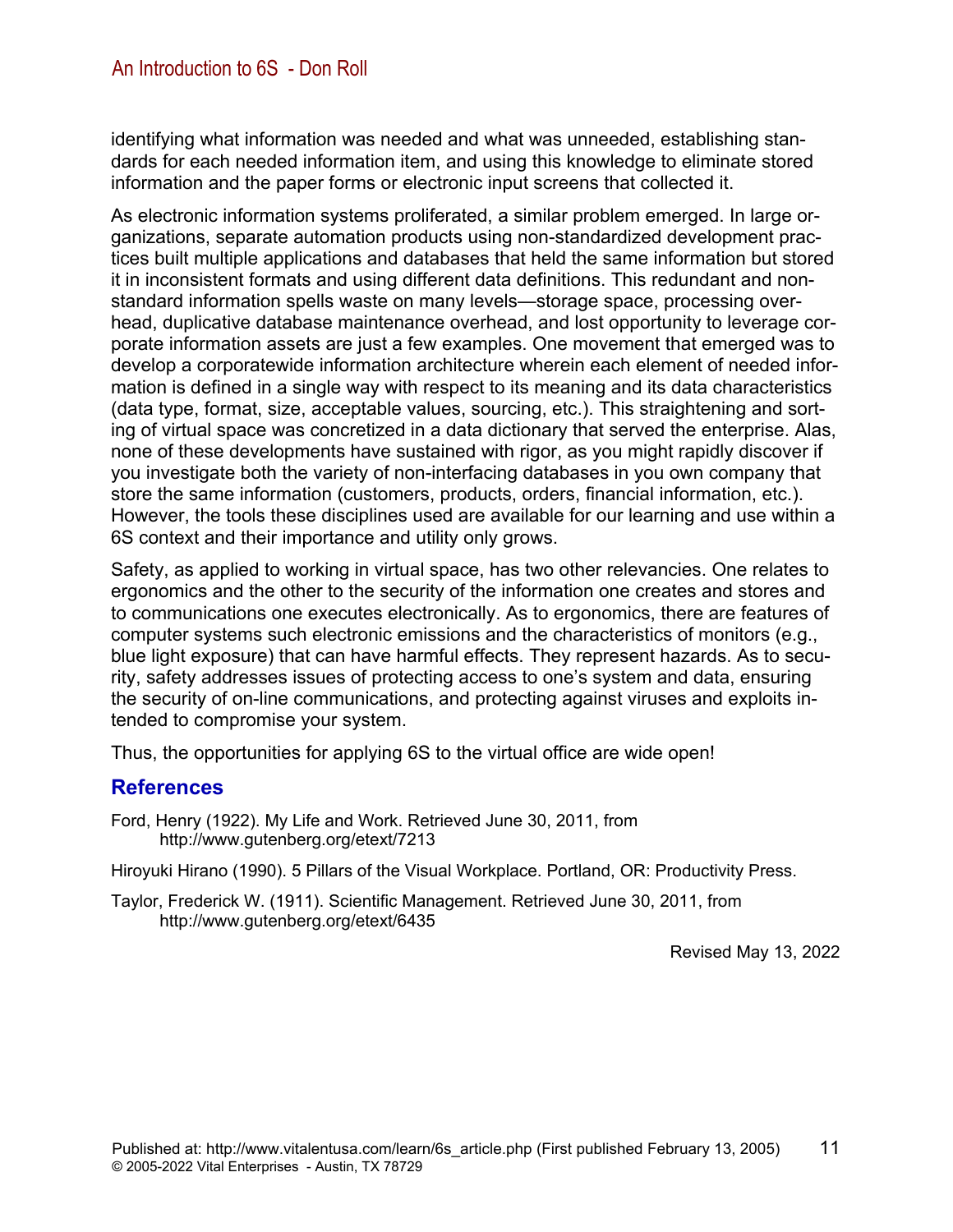identifying what information was needed and what was unneeded, establishing standards for each needed information item, and using this knowledge to eliminate stored information and the paper forms or electronic input screens that collected it.

As electronic information systems proliferated, a similar problem emerged. In large organizations, separate automation products using non-standardized development practices built multiple applications and databases that held the same information but stored it in inconsistent formats and using different data definitions. This redundant and non-standard information spells waste on many levels—storage space, processing overhead, duplicative database maintenance overhead, and lost opportunity to leverage corporate information assets are just a few examples. One movement that emerged was to develop a corporatewide information architecture wherein each element of needed information is defined in a single way with respect to its meaning and its data characteristics (data type, format, size, acceptable values, sourcing, etc.). This straightening and sorting of virtual space was concretized in a data dictionary that served the enterprise. Alas, none of these developments have sustained with rigor, as you might rapidly discover if you investigate both the variety of non-interfacing databases in you own company that store the same information (customers, products, orders, financial information, etc.). However, the tools these disciplines used are available for our learning and use within a 6S context and their importance and utility only grows.

Safety, as applied to working in virtual space, has two other relevancies. One relates to ergonomics and the other to the security of the information one creates and stores and to communications one executes electronically. As to ergonomics, there are features of computer systems such electronic emissions and the characteristics of monitors (e.g., blue light exposure) that can have harmful effects. They represent hazards. As to security, safety addresses issues of protecting access to one's system and data, ensuring the security of on-line communications, and protecting against viruses and exploits intended to compromise your system.

Thus, the opportunities for applying 6S to the virtual office are wide open!

## References

Ford, Henry (1922). My Life and Work. Retrieved June 30, 2011, from http://www.gutenberg.org/etext/7213

Hiroyuki Hirano (1990). 5 Pillars of the Visual Workplace. Portland, OR: Productivity Press.

Taylor, Frederick W. (1911). Scientific Management. Retrieved June 30, 2011, from http://www.gutenberg.org/etext/6435

Revised May 13, 2022